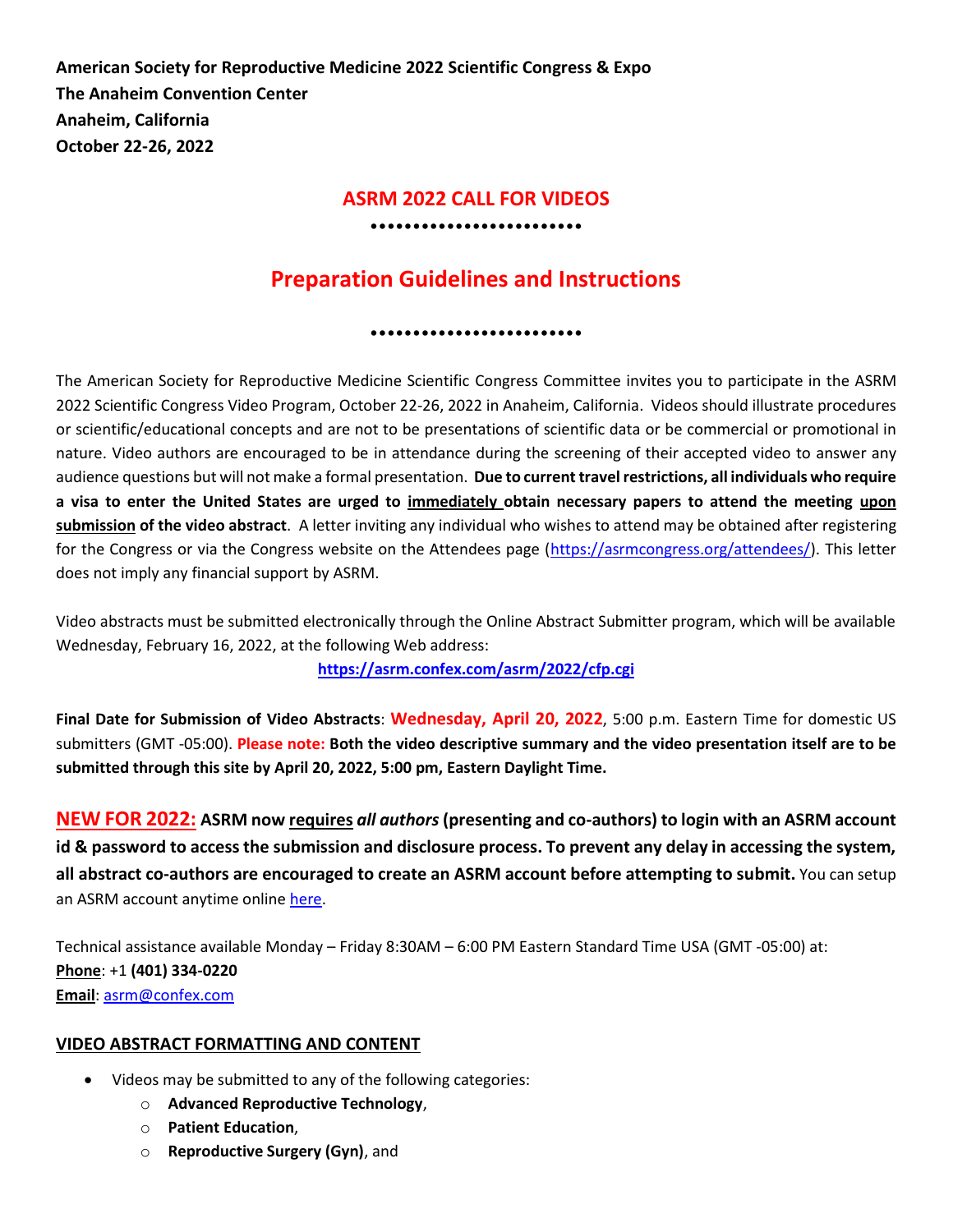**American Society for Reproductive Medicine 2022 Scientific Congress & Expo**
**The Anaheim Convention Center**
**Anaheim, California**
**October 22-26, 2022**

# ASRM 2022 CALL FOR VIDEOS

••••••••••••••••••••••••

# Preparation Guidelines and Instructions

••••••••••••••••••••••••

The American Society for Reproductive Medicine Scientific Congress Committee invites you to participate in the ASRM 2022 Scientific Congress Video Program, October 22-26, 2022 in Anaheim, California. Videos should illustrate procedures or scientific/educational concepts and are not to be presentations of scientific data or be commercial or promotional in nature. Video authors are encouraged to be in attendance during the screening of their accepted video to answer any audience questions but will not make a formal presentation. **Due to current travel restrictions, all individuals who require a visa to enter the United States are urged to immediately obtain necessary papers to attend the meeting upon submission of the video abstract**. A letter inviting any individual who wishes to attend may be obtained after registering for the Congress or via the Congress website on the Attendees page (https://asrmcongress.org/attendees/). This letter does not imply any financial support by ASRM.

Video abstracts must be submitted electronically through the Online Abstract Submitter program, which will be available Wednesday, February 16, 2022, at the following Web address:

**https://asrm.confex.com/asrm/2022/cfp.cgi**

**Final Date for Submission of Video Abstracts**: **Wednesday, April 20, 2022**, 5:00 p.m. Eastern Time for domestic US submitters (GMT -05:00). **Please note: Both the video descriptive summary and the video presentation itself are to be submitted through this site by April 20, 2022, 5:00 pm, Eastern Daylight Time.**

**NEW FOR 2022: ASRM now requires *all authors* (presenting and co-authors) to login with an ASRM account id & password to access the submission and disclosure process. To prevent any delay in accessing the system, all abstract co-authors are encouraged to create an ASRM account before attempting to submit.** You can setup an ASRM account anytime online here.

Technical assistance available Monday – Friday 8:30AM – 6:00 PM Eastern Standard Time USA (GMT -05:00) at:
**Phone**: +1 **(401) 334-0220**
**Email**: asrm@confex.com

## VIDEO ABSTRACT FORMATTING AND CONTENT

- Videos may be submitted to any of the following categories:
  - **Advanced Reproductive Technology**,
  - **Patient Education**,
  - **Reproductive Surgery (Gyn)**, and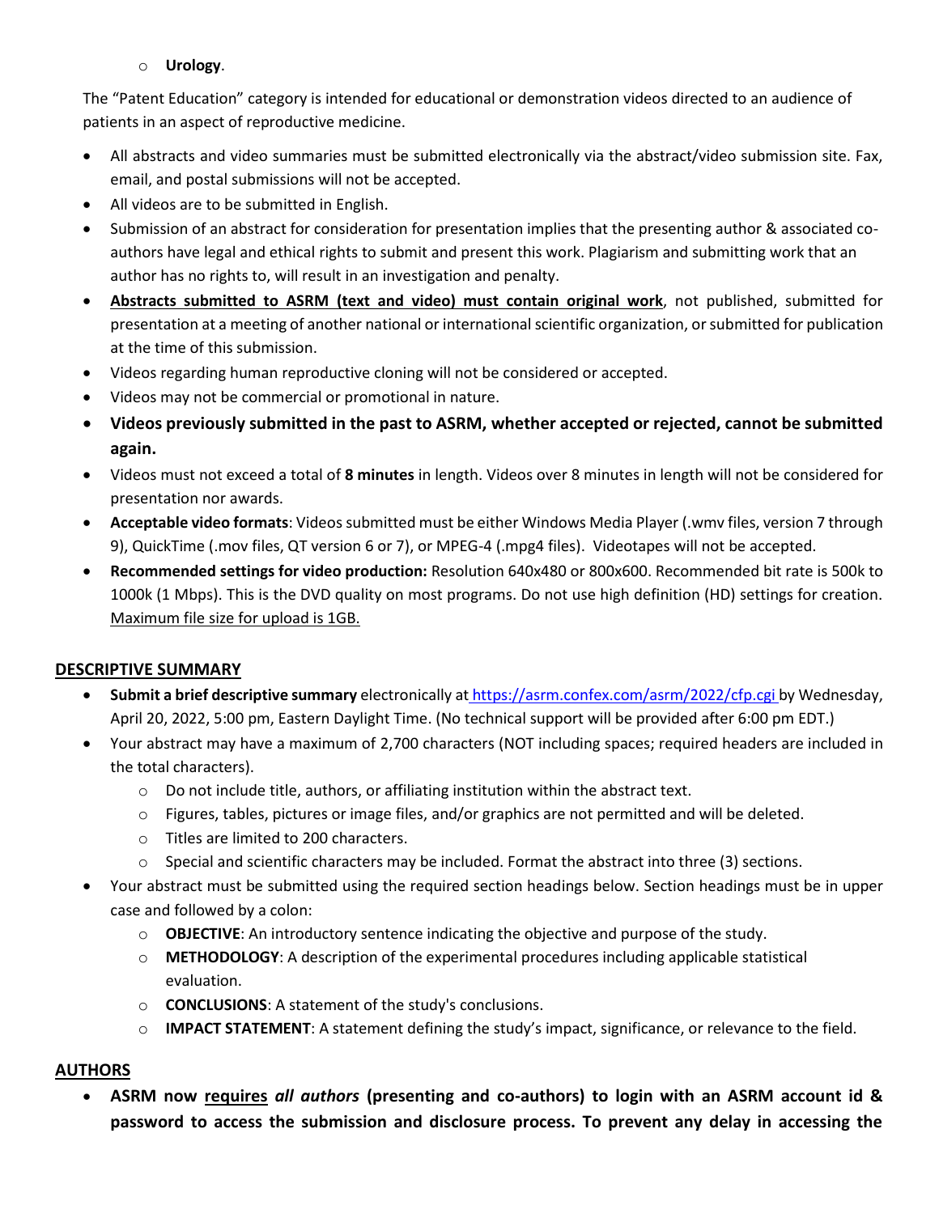- **Urology**.

The "Patent Education" category is intended for educational or demonstration videos directed to an audience of patients in an aspect of reproductive medicine.

- All abstracts and video summaries must be submitted electronically via the abstract/video submission site. Fax, email, and postal submissions will not be accepted.
- All videos are to be submitted in English.
- Submission of an abstract for consideration for presentation implies that the presenting author & associated co-authors have legal and ethical rights to submit and present this work. Plagiarism and submitting work that an author has no rights to, will result in an investigation and penalty.
- **Abstracts submitted to ASRM (text and video) must contain original work**, not published, submitted for presentation at a meeting of another national or international scientific organization, or submitted for publication at the time of this submission.
- Videos regarding human reproductive cloning will not be considered or accepted.
- Videos may not be commercial or promotional in nature.
- **Videos previously submitted in the past to ASRM, whether accepted or rejected, cannot be submitted again.**
- Videos must not exceed a total of **8 minutes** in length. Videos over 8 minutes in length will not be considered for presentation nor awards.
- **Acceptable video formats**: Videos submitted must be either Windows Media Player (.wmv files, version 7 through 9), QuickTime (.mov files, QT version 6 or 7), or MPEG-4 (.mpg4 files). Videotapes will not be accepted.
- **Recommended settings for video production:** Resolution 640x480 or 800x600. Recommended bit rate is 500k to 1000k (1 Mbps). This is the DVD quality on most programs. Do not use high definition (HD) settings for creation. Maximum file size for upload is 1GB.

## DESCRIPTIVE SUMMARY

- **Submit a brief descriptive summary** electronically at https://asrm.confex.com/asrm/2022/cfp.cgi by Wednesday, April 20, 2022, 5:00 pm, Eastern Daylight Time. (No technical support will be provided after 6:00 pm EDT.)
- Your abstract may have a maximum of 2,700 characters (NOT including spaces; required headers are included in the total characters).
  - Do not include title, authors, or affiliating institution within the abstract text.
  - Figures, tables, pictures or image files, and/or graphics are not permitted and will be deleted.
  - Titles are limited to 200 characters.
  - Special and scientific characters may be included. Format the abstract into three (3) sections.
- Your abstract must be submitted using the required section headings below. Section headings must be in upper case and followed by a colon:
  - **OBJECTIVE**: An introductory sentence indicating the objective and purpose of the study.
  - **METHODOLOGY**: A description of the experimental procedures including applicable statistical evaluation.
  - **CONCLUSIONS**: A statement of the study's conclusions.
  - **IMPACT STATEMENT**: A statement defining the study's impact, significance, or relevance to the field.

## AUTHORS

- **ASRM now requires *all authors* (presenting and co-authors) to login with an ASRM account id & password to access the submission and disclosure process. To prevent any delay in accessing the**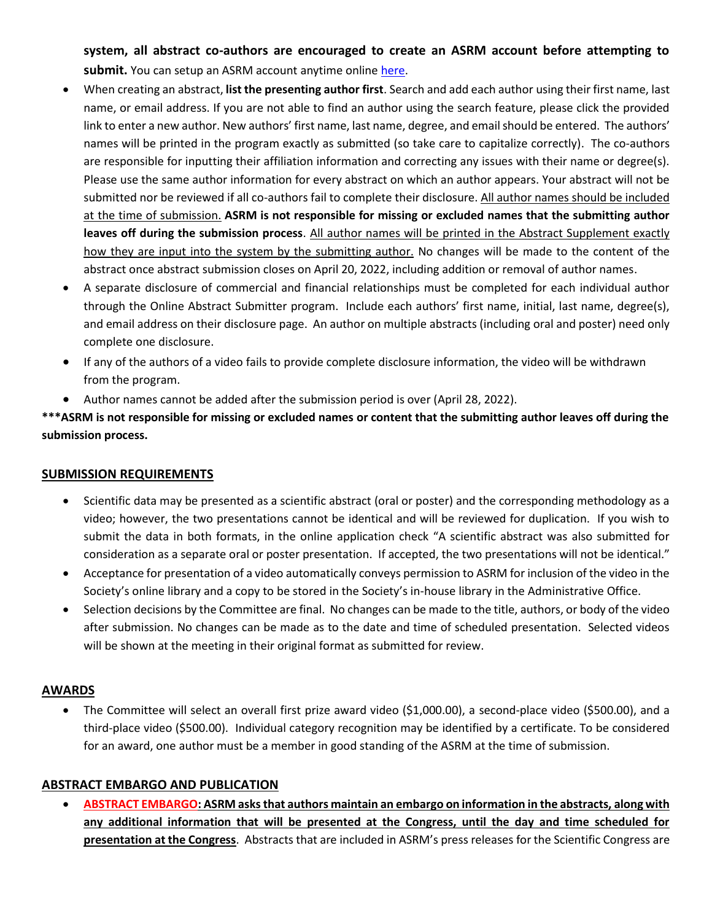**system, all abstract co-authors are encouraged to create an ASRM account before attempting to submit.** You can setup an ASRM account anytime online here.

- When creating an abstract, **list the presenting author first**. Search and add each author using their first name, last name, or email address. If you are not able to find an author using the search feature, please click the provided link to enter a new author. New authors' first name, last name, degree, and email should be entered. The authors' names will be printed in the program exactly as submitted (so take care to capitalize correctly). The co-authors are responsible for inputting their affiliation information and correcting any issues with their name or degree(s). Please use the same author information for every abstract on which an author appears. Your abstract will not be submitted nor be reviewed if all co-authors fail to complete their disclosure. All author names should be included at the time of submission. **ASRM is not responsible for missing or excluded names that the submitting author leaves off during the submission process**. All author names will be printed in the Abstract Supplement exactly how they are input into the system by the submitting author. No changes will be made to the content of the abstract once abstract submission closes on April 20, 2022, including addition or removal of author names.
- A separate disclosure of commercial and financial relationships must be completed for each individual author through the Online Abstract Submitter program. Include each authors' first name, initial, last name, degree(s), and email address on their disclosure page. An author on multiple abstracts (including oral and poster) need only complete one disclosure.
- If any of the authors of a video fails to provide complete disclosure information, the video will be withdrawn from the program.
- Author names cannot be added after the submission period is over (April 28, 2022).

**\*\*\*ASRM is not responsible for missing or excluded names or content that the submitting author leaves off during the submission process.**

## SUBMISSION REQUIREMENTS

- Scientific data may be presented as a scientific abstract (oral or poster) and the corresponding methodology as a video; however, the two presentations cannot be identical and will be reviewed for duplication. If you wish to submit the data in both formats, in the online application check "A scientific abstract was also submitted for consideration as a separate oral or poster presentation. If accepted, the two presentations will not be identical."
- Acceptance for presentation of a video automatically conveys permission to ASRM for inclusion of the video in the Society's online library and a copy to be stored in the Society's in-house library in the Administrative Office.
- Selection decisions by the Committee are final. No changes can be made to the title, authors, or body of the video after submission. No changes can be made as to the date and time of scheduled presentation. Selected videos will be shown at the meeting in their original format as submitted for review.

## AWARDS

- The Committee will select an overall first prize award video ($1,000.00), a second-place video ($500.00), and a third-place video ($500.00). Individual category recognition may be identified by a certificate. To be considered for an award, one author must be a member in good standing of the ASRM at the time of submission.

## ABSTRACT EMBARGO AND PUBLICATION

- **ABSTRACT EMBARGO: ASRM asks that authors maintain an embargo on information in the abstracts, along with any additional information that will be presented at the Congress, until the day and time scheduled for presentation at the Congress**. Abstracts that are included in ASRM's press releases for the Scientific Congress are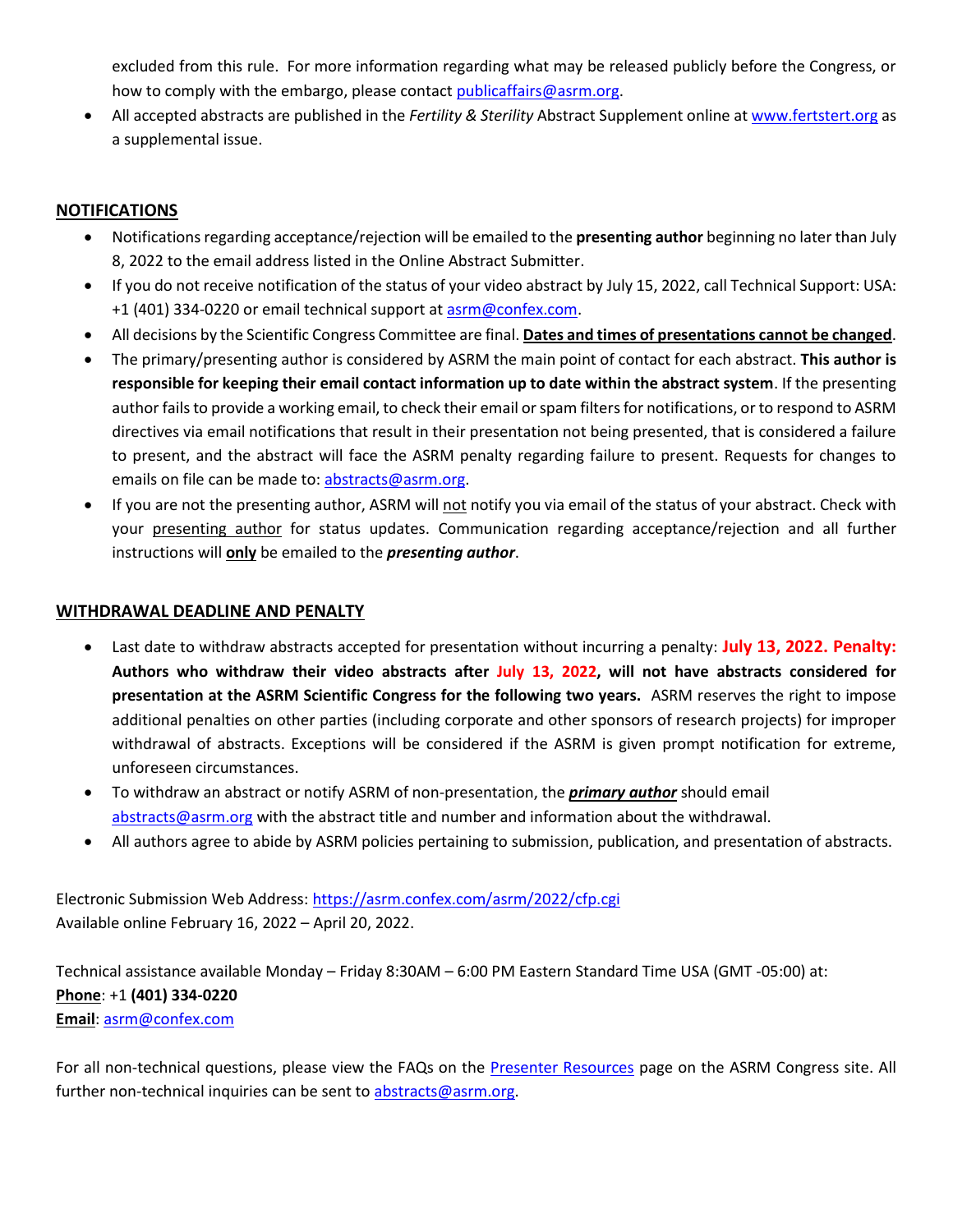excluded from this rule. For more information regarding what may be released publicly before the Congress, or how to comply with the embargo, please contact publicaffairs@asrm.org.

- All accepted abstracts are published in the *Fertility & Sterility* Abstract Supplement online at www.fertstert.org as a supplemental issue.

## NOTIFICATIONS

- Notifications regarding acceptance/rejection will be emailed to the **presenting author** beginning no later than July 8, 2022 to the email address listed in the Online Abstract Submitter.
- If you do not receive notification of the status of your video abstract by July 15, 2022, call Technical Support: USA: +1 (401) 334-0220 or email technical support at asrm@confex.com.
- All decisions by the Scientific Congress Committee are final. **Dates and times of presentations cannot be changed**.
- The primary/presenting author is considered by ASRM the main point of contact for each abstract. **This author is responsible for keeping their email contact information up to date within the abstract system**. If the presenting author fails to provide a working email, to check their email or spam filters for notifications, or to respond to ASRM directives via email notifications that result in their presentation not being presented, that is considered a failure to present, and the abstract will face the ASRM penalty regarding failure to present. Requests for changes to emails on file can be made to: abstracts@asrm.org.
- If you are not the presenting author, ASRM will not notify you via email of the status of your abstract. Check with your presenting author for status updates. Communication regarding acceptance/rejection and all further instructions will **only** be emailed to the ***presenting author***.

## WITHDRAWAL DEADLINE AND PENALTY

- Last date to withdraw abstracts accepted for presentation without incurring a penalty: **July 13, 2022. Penalty: Authors who withdraw their video abstracts after July 13, 2022, will not have abstracts considered for presentation at the ASRM Scientific Congress for the following two years.** ASRM reserves the right to impose additional penalties on other parties (including corporate and other sponsors of research projects) for improper withdrawal of abstracts. Exceptions will be considered if the ASRM is given prompt notification for extreme, unforeseen circumstances.
- To withdraw an abstract or notify ASRM of non-presentation, the ***primary author*** should email abstracts@asrm.org with the abstract title and number and information about the withdrawal.
- All authors agree to abide by ASRM policies pertaining to submission, publication, and presentation of abstracts.

Electronic Submission Web Address: https://asrm.confex.com/asrm/2022/cfp.cgi
Available online February 16, 2022 – April 20, 2022.

Technical assistance available Monday – Friday 8:30AM – 6:00 PM Eastern Standard Time USA (GMT -05:00) at:
**Phone**: +1 **(401) 334-0220**
**Email**: asrm@confex.com

For all non-technical questions, please view the FAQs on the Presenter Resources page on the ASRM Congress site. All further non-technical inquiries can be sent to abstracts@asrm.org.